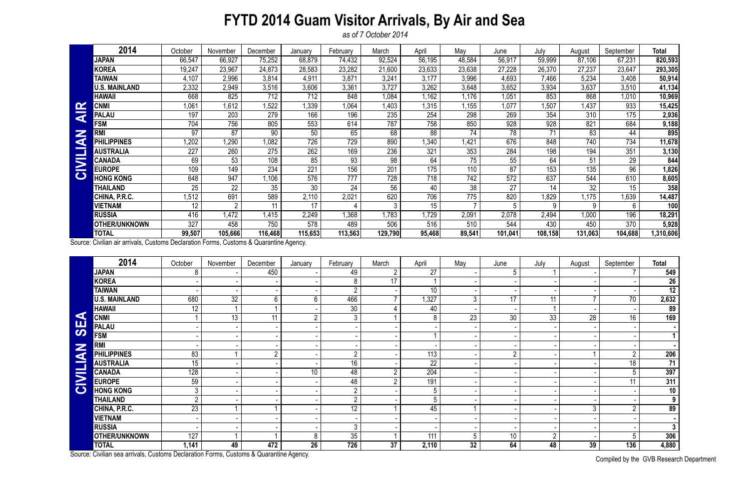# FYTD 2014 Guam Visitor Arrivals, By Air and Sea

*as of 7 October 2014*

## CIVILIAN AIR

| 2014 | October | November | December | January | February | March | April | May | June | July | August | September | Total |
|---|---|---|---|---|---|---|---|---|---|---|---|---|---|
| **JAPAN** | 66,547 | 66,927 | 75,252 | 68,879 | 74,432 | 92,524 | 56,195 | 48,584 | 56,917 | 59,999 | 87,106 | 67,231 | **820,593** |
| **KOREA** | 19,247 | 23,967 | 24,873 | 28,583 | 23,282 | 21,600 | 23,633 | 23,638 | 27,228 | 26,370 | 27,237 | 23,647 | **293,305** |
| **TAIWAN** | 4,107 | 2,996 | 3,814 | 4,911 | 3,871 | 3,241 | 3,177 | 3,996 | 4,693 | 7,466 | 5,234 | 3,408 | **50,914** |
| **U.S. MAINLAND** | 2,332 | 2,949 | 3,516 | 3,606 | 3,361 | 3,727 | 3,262 | 3,648 | 3,652 | 3,934 | 3,637 | 3,510 | **41,134** |
| **HAWAII** | 668 | 825 | 712 | 712 | 848 | 1,084 | 1,162 | 1,176 | 1,051 | 853 | 868 | 1,010 | **10,969** |
| **CNMI** | 1,061 | 1,612 | 1,522 | 1,339 | 1,064 | 1,403 | 1,315 | 1,155 | 1,077 | 1,507 | 1,437 | 933 | **15,425** |
| **PALAU** | 197 | 203 | 279 | 166 | 196 | 235 | 254 | 298 | 269 | 354 | 310 | 175 | **2,936** |
| **FSM** | 704 | 756 | 805 | 553 | 614 | 787 | 758 | 850 | 928 | 928 | 821 | 684 | **9,188** |
| **RMI** | 97 | 87 | 90 | 50 | 65 | 68 | 88 | 74 | 78 | 71 | 83 | 44 | **895** |
| **PHILIPPINES** | 1,202 | 1,290 | 1,082 | 726 | 729 | 890 | 1,340 | 1,421 | 676 | 848 | 740 | 734 | **11,678** |
| **AUSTRALIA** | 227 | 260 | 275 | 262 | 169 | 236 | 321 | 353 | 284 | 198 | 194 | 351 | **3,130** |
| **CANADA** | 69 | 53 | 108 | 85 | 93 | 98 | 64 | 75 | 55 | 64 | 51 | 29 | **844** |
| **EUROPE** | 109 | 149 | 234 | 221 | 156 | 201 | 175 | 110 | 87 | 153 | 135 | 96 | **1,826** |
| **HONG KONG** | 648 | 947 | 1,106 | 576 | 777 | 728 | 718 | 742 | 572 | 637 | 544 | 610 | **8,605** |
| **THAILAND** | 25 | 22 | 35 | 30 | 24 | 56 | 40 | 38 | 27 | 14 | 32 | 15 | **358** |
| **CHINA, P.R.C.** | 1,512 | 691 | 589 | 2,110 | 2,021 | 620 | 706 | 775 | 820 | 1,829 | 1,175 | 1,639 | **14,487** |
| **VIETNAM** | 12 | 2 | 11 | 17 | 4 | 3 | 15 | 7 | 5 | 9 | 9 | 6 | **100** |
| **RUSSIA** | 416 | 1,472 | 1,415 | 2,249 | 1,368 | 1,783 | 1,729 | 2,091 | 2,078 | 2,494 | 1,000 | 196 | **18,291** |
| **OTHER/UNKNOWN** | 327 | 458 | 750 | 578 | 489 | 506 | 516 | 510 | 544 | 430 | 450 | 370 | **5,928** |
| **TOTAL** | **99,507** | **105,666** | **116,468** | **115,653** | **113,563** | **129,790** | **95,468** | **89,541** | **101,041** | **108,158** | **131,063** | **104,688** | **1,310,606** |

Source: Civilian air arrivals, Customs Declaration Forms, Customs & Quarantine Agency.

## CIVILIAN SEA

| 2014 | October | November | December | January | February | March | April | May | June | July | August | September | Total |
|---|---|---|---|---|---|---|---|---|---|---|---|---|---|
| **JAPAN** | 8 | - | 450 | - | 49 | 2 | 27 | - | 5 | 1 | - | 7 | **549** |
| **KOREA** | - | - | - | - | 8 | 17 | 1 | - | - | - | - | - | **26** |
| **TAIWAN** | - | - | - | - | 2 | - | 10 | - | - | - | - | - | **12** |
| **U.S. MAINLAND** | 680 | 32 | 6 | 6 | 466 | 7 | 1,327 | 3 | 17 | 11 | 7 | 70 | **2,632** |
| **HAWAII** | 12 | 1 | 1 | - | 30 | 4 | 40 | - | - | 1 | - | - | **89** |
| **CNMI** | 1 | 13 | 11 | 2 | 3 | 1 | 8 | 23 | 30 | 33 | 28 | 16 | **169** |
| **PALAU** | - | - | - | - | - | - | - | - | - | - | - | - | **-** |
| **FSM** | - | - | - | - | - | - | 1 | - | - | - | - | - | **1** |
| **RMI** | - | - | - | - | - | - | - | - | - | - | - | - | **-** |
| **PHILIPPINES** | 83 | 1 | 2 | - | 2 | - | 113 | - | 2 | - | 1 | 2 | **206** |
| **AUSTRALIA** | 15 | - | - | - | 16 | - | 22 | - | - | - | - | 18 | **71** |
| **CANADA** | 128 | - | - | 10 | 48 | 2 | 204 | - | - | - | - | 5 | **397** |
| **EUROPE** | 59 | - | - | - | 48 | 2 | 191 | - | - | - | - | 11 | **311** |
| **HONG KONG** | 3 | - | - | - | 2 | - | 5 | - | - | - | - | - | **10** |
| **THAILAND** | 2 | - | - | - | 2 | - | 5 | - | - | - | - | - | **9** |
| **CHINA, P.R.C.** | 23 | 1 | 1 | - | 12 | 1 | 45 | 1 | - | - | 3 | 2 | **89** |
| **VIETNAM** | - | - | - | - | - | - | - | - | - | - | - | - | **-** |
| **RUSSIA** | - | - | - | - | 3 | - | - | - | - | - | - | - | **3** |
| **OTHER/UNKNOWN** | 127 | 1 | 1 | 8 | 35 | 1 | 111 | 5 | 10 | 2 | - | 5 | **306** |
| **TOTAL** | **1,141** | **49** | **472** | **26** | **726** | **37** | **2,110** | **32** | **64** | **48** | **39** | **136** | **4,880** |

Source: Civilian sea arrivals, Customs Declaration Forms, Customs & Quarantine Agency.

Compiled by the GVB Research Department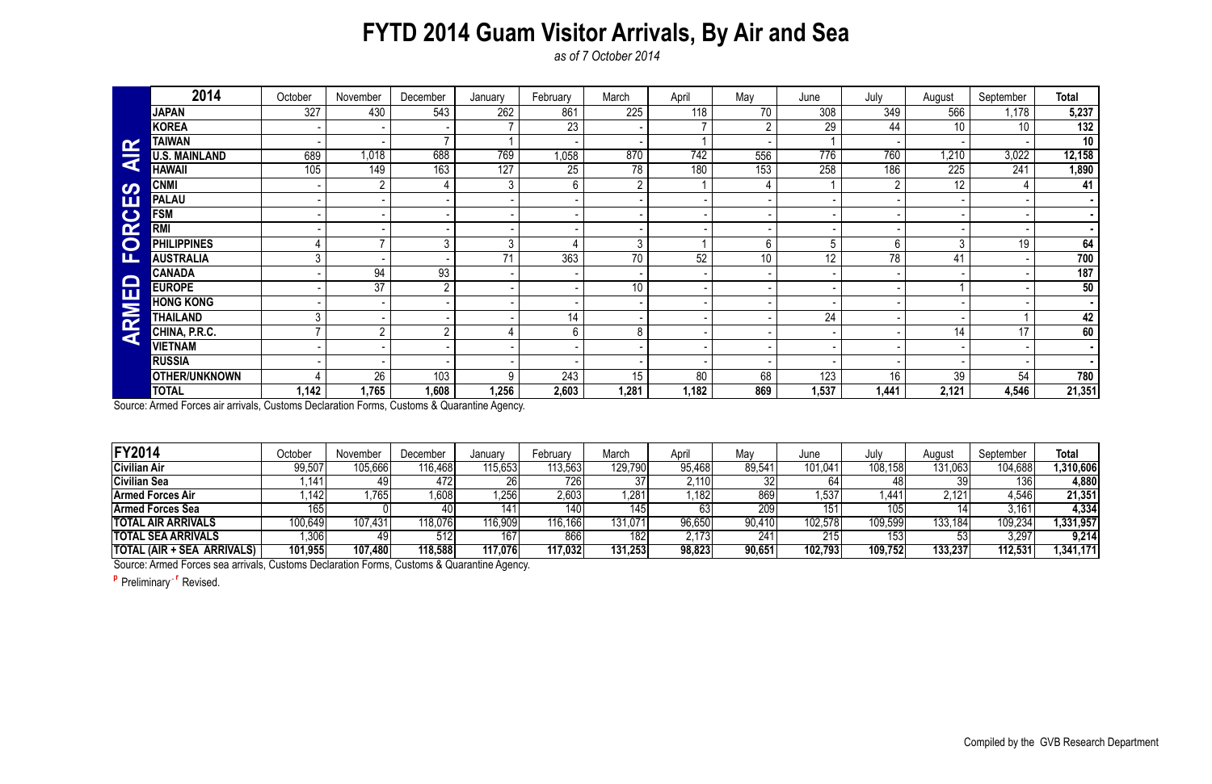# FYTD 2014 Guam Visitor Arrivals, By Air and Sea

*as of 7 October 2014*

| ARMED FORCES AIR | 2014 | October | November | December | January | February | March | April | May | June | July | August | September | Total |
|---|---|---|---|---|---|---|---|---|---|---|---|---|---|---|
| | **JAPAN** | 327 | 430 | 543 | 262 | 861 | 225 | 118 | 70 | 308 | 349 | 566 | 1,178 | **5,237** |
| | **KOREA** | - | - | - | 7 | 23 | - | 7 | 2 | 29 | 44 | 10 | 10 | **132** |
| | **TAIWAN** | - | - | 7 | 1 | - | - | 1 | - | 1 | - | - | - | **10** |
| | **U.S. MAINLAND** | 689 | 1,018 | 688 | 769 | 1,058 | 870 | 742 | 556 | 776 | 760 | 1,210 | 3,022 | **12,158** |
| | **HAWAII** | 105 | 149 | 163 | 127 | 25 | 78 | 180 | 153 | 258 | 186 | 225 | 241 | **1,890** |
| | **CNMI** | - | 2 | 4 | 3 | 6 | 2 | 1 | 4 | 1 | 2 | 12 | 4 | **41** |
| | **PALAU** | - | - | - | - | - | - | - | - | - | - | - | - | **-** |
| | **FSM** | - | - | - | - | - | - | - | - | - | - | - | - | **-** |
| | **RMI** | - | - | - | - | - | - | - | - | - | - | - | - | **-** |
| | **PHILIPPINES** | 4 | 7 | 3 | 3 | 4 | 3 | 1 | 6 | 5 | 6 | 3 | 19 | **64** |
| | **AUSTRALIA** | 3 | - | - | 71 | 363 | 70 | 52 | 10 | 12 | 78 | 41 | - | **700** |
| | **CANADA** | - | 94 | 93 | - | - | - | - | - | - | - | - | - | **187** |
| | **EUROPE** | - | 37 | 2 | - | - | 10 | - | - | - | - | 1 | - | **50** |
| | **HONG KONG** | - | - | - | - | - | - | - | - | - | - | - | - | **-** |
| | **THAILAND** | 3 | - | - | - | 14 | - | - | - | 24 | - | - | 1 | **42** |
| | **CHINA, P.R.C.** | 7 | 2 | 2 | 4 | 6 | 8 | - | - | - | - | 14 | 17 | **60** |
| | **VIETNAM** | - | - | - | - | - | - | - | - | - | - | - | - | **-** |
| | **RUSSIA** | - | - | - | - | - | - | - | - | - | - | - | - | **-** |
| | **OTHER/UNKNOWN** | 4 | 26 | 103 | 9 | 243 | 15 | 80 | 68 | 123 | 16 | 39 | 54 | **780** |
| | **TOTAL** | **1,142** | **1,765** | **1,608** | **1,256** | **2,603** | **1,281** | **1,182** | **869** | **1,537** | **1,441** | **2,121** | **4,546** | **21,351** |

Source: Armed Forces air arrivals, Customs Declaration Forms, Customs & Quarantine Agency.

| FY2014 | October | November | December | January | February | March | April | May | June | July | August | September | Total |
|---|---|---|---|---|---|---|---|---|---|---|---|---|---|
| **Civilian Air** | 99,507 | 105,666 | 116,468 | 115,653 | 113,563 | 129,790 | 95,468 | 89,541 | 101,041 | 108,158 | 131,063 | 104,688 | **1,310,606** |
| **Civilian Sea** | 1,141 | 49 | 472 | 26 | 726 | 37 | 2,110 | 32 | 64 | 48 | 39 | 136 | **4,880** |
| **Armed Forces Air** | 1,142 | 1,765 | 1,608 | 1,256 | 2,603 | 1,281 | 1,182 | 869 | 1,537 | 1,441 | 2,121 | 4,546 | **21,351** |
| **Armed Forces Sea** | 165 | 0 | 40 | 141 | 140 | 145 | 63 | 209 | 151 | 105 | 14 | 3,161 | **4,334** |
| **TOTAL AIR ARRIVALS** | 100,649 | 107,431 | 118,076 | 116,909 | 116,166 | 131,071 | 96,650 | 90,410 | 102,578 | 109,599 | 133,184 | 109,234 | **1,331,957** |
| **TOTAL SEA ARRIVALS** | 1,306 | 49 | 512 | 167 | 866 | 182 | 2,173 | 241 | 215 | 153 | 53 | 3,297 | **9,214** |
| **TOTAL (AIR + SEA ARRIVALS)** | **101,955** | **107,480** | **118,588** | **117,076** | **117,032** | **131,253** | **98,823** | **90,651** | **102,793** | **109,752** | **133,237** | **112,531** | **1,341,171** |

Source: Armed Forces sea arrivals, Customs Declaration Forms, Customs & Quarantine Agency.

[p] Preliminary · [r] Revised.

Compiled by the GVB Research Department